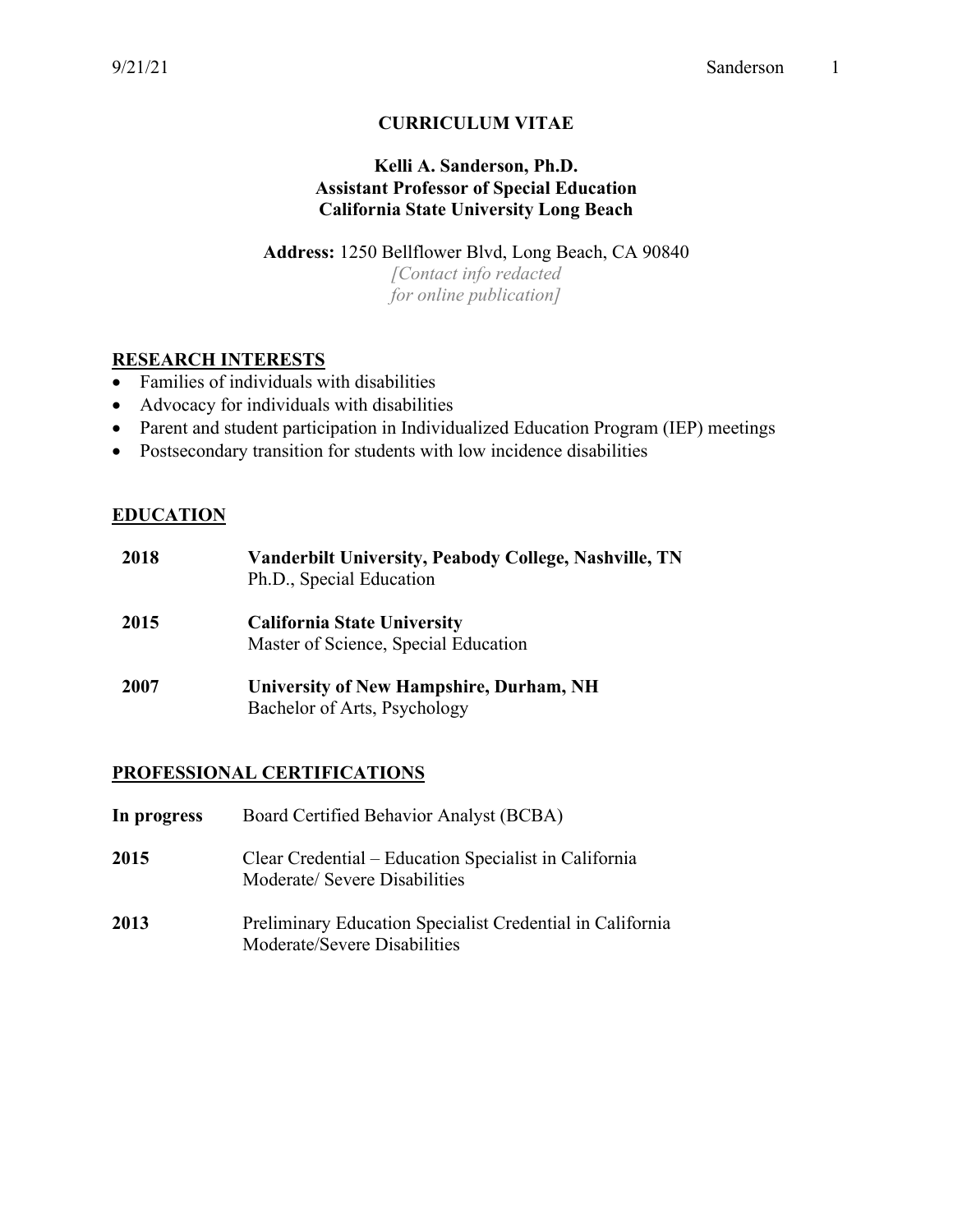# CURRICULUM VITAE

**Kelli A. Sanderson, Ph.D.**
**Assistant Professor of Special Education**
**California State University Long Beach**

**Address:** 1250 Bellflower Blvd, Long Beach, CA 90840
*[Contact info redacted for online publication]*

## RESEARCH INTERESTS

- Families of individuals with disabilities
- Advocacy for individuals with disabilities
- Parent and student participation in Individualized Education Program (IEP) meetings
- Postsecondary transition for students with low incidence disabilities

## EDUCATION

**2018** **Vanderbilt University, Peabody College, Nashville, TN**
Ph.D., Special Education

**2015** **California State University**
Master of Science, Special Education

**2007** **University of New Hampshire, Durham, NH**
Bachelor of Arts, Psychology

## PROFESSIONAL CERTIFICATIONS

**In progress** Board Certified Behavior Analyst (BCBA)

**2015** Clear Credential – Education Specialist in California
Moderate/ Severe Disabilities

**2013** Preliminary Education Specialist Credential in California
Moderate/Severe Disabilities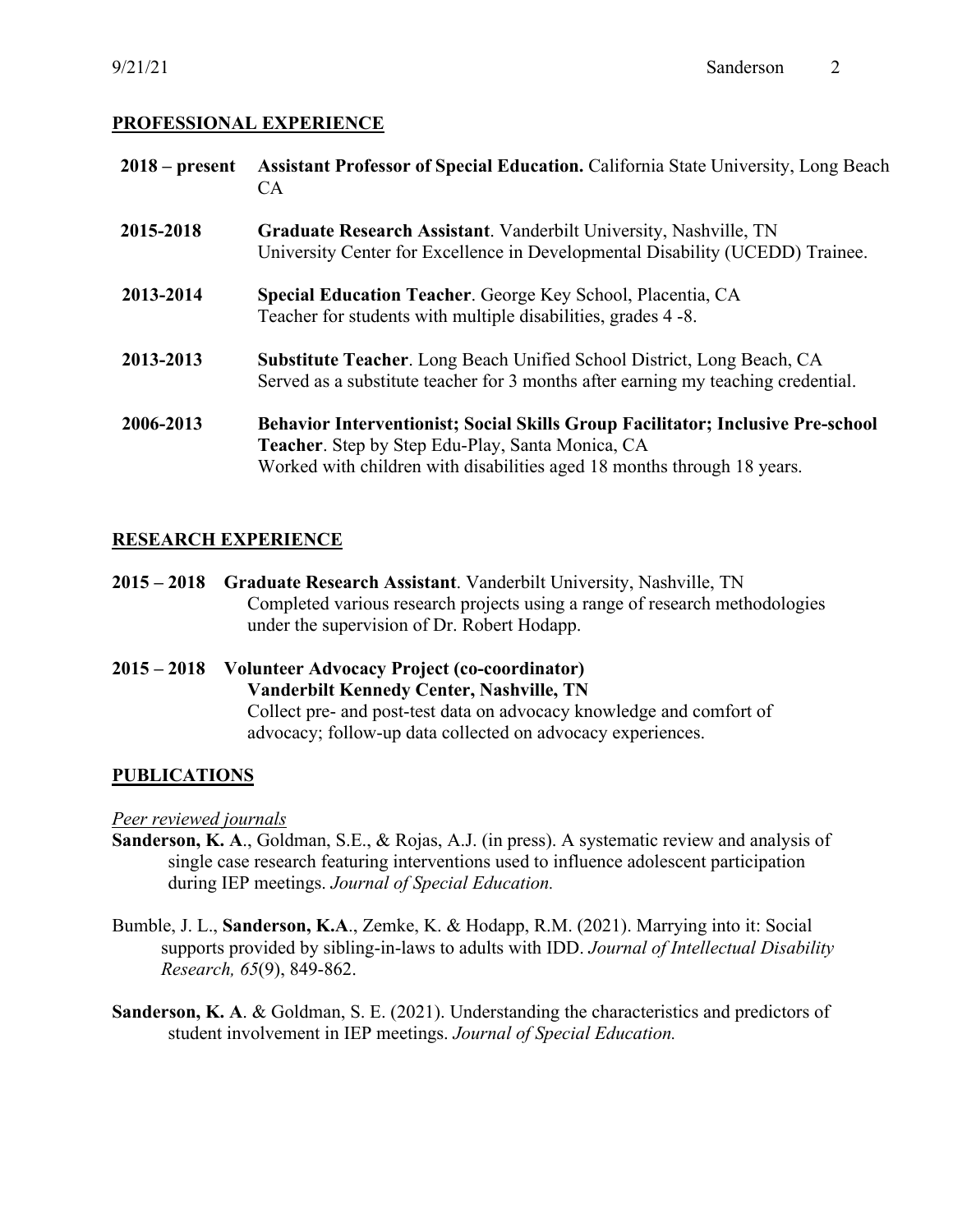## PROFESSIONAL EXPERIENCE

**2018 – present** **Assistant Professor of Special Education.** California State University, Long Beach CA

**2015-2018** **Graduate Research Assistant**. Vanderbilt University, Nashville, TN
University Center for Excellence in Developmental Disability (UCEDD) Trainee.

**2013-2014** **Special Education Teacher**. George Key School, Placentia, CA
Teacher for students with multiple disabilities, grades 4 -8.

**2013-2013** **Substitute Teacher**. Long Beach Unified School District, Long Beach, CA
Served as a substitute teacher for 3 months after earning my teaching credential.

**2006-2013** **Behavior Interventionist; Social Skills Group Facilitator; Inclusive Pre-school Teacher**. Step by Step Edu-Play, Santa Monica, CA
Worked with children with disabilities aged 18 months through 18 years.

## RESEARCH EXPERIENCE

**2015 – 2018** **Graduate Research Assistant**. Vanderbilt University, Nashville, TN
Completed various research projects using a range of research methodologies under the supervision of Dr. Robert Hodapp.

**2015 – 2018** **Volunteer Advocacy Project (co-coordinator)**
**Vanderbilt Kennedy Center, Nashville, TN**
Collect pre- and post-test data on advocacy knowledge and comfort of advocacy; follow-up data collected on advocacy experiences.

## PUBLICATIONS

*Peer reviewed journals*

**Sanderson, K. A**., Goldman, S.E., & Rojas, A.J. (in press). A systematic review and analysis of single case research featuring interventions used to influence adolescent participation during IEP meetings. *Journal of Special Education.*

Bumble, J. L., **Sanderson, K.A**., Zemke, K. & Hodapp, R.M. (2021). Marrying into it: Social supports provided by sibling-in-laws to adults with IDD. *Journal of Intellectual Disability Research, 65*(9), 849-862.

**Sanderson, K. A**. & Goldman, S. E. (2021). Understanding the characteristics and predictors of student involvement in IEP meetings. *Journal of Special Education.*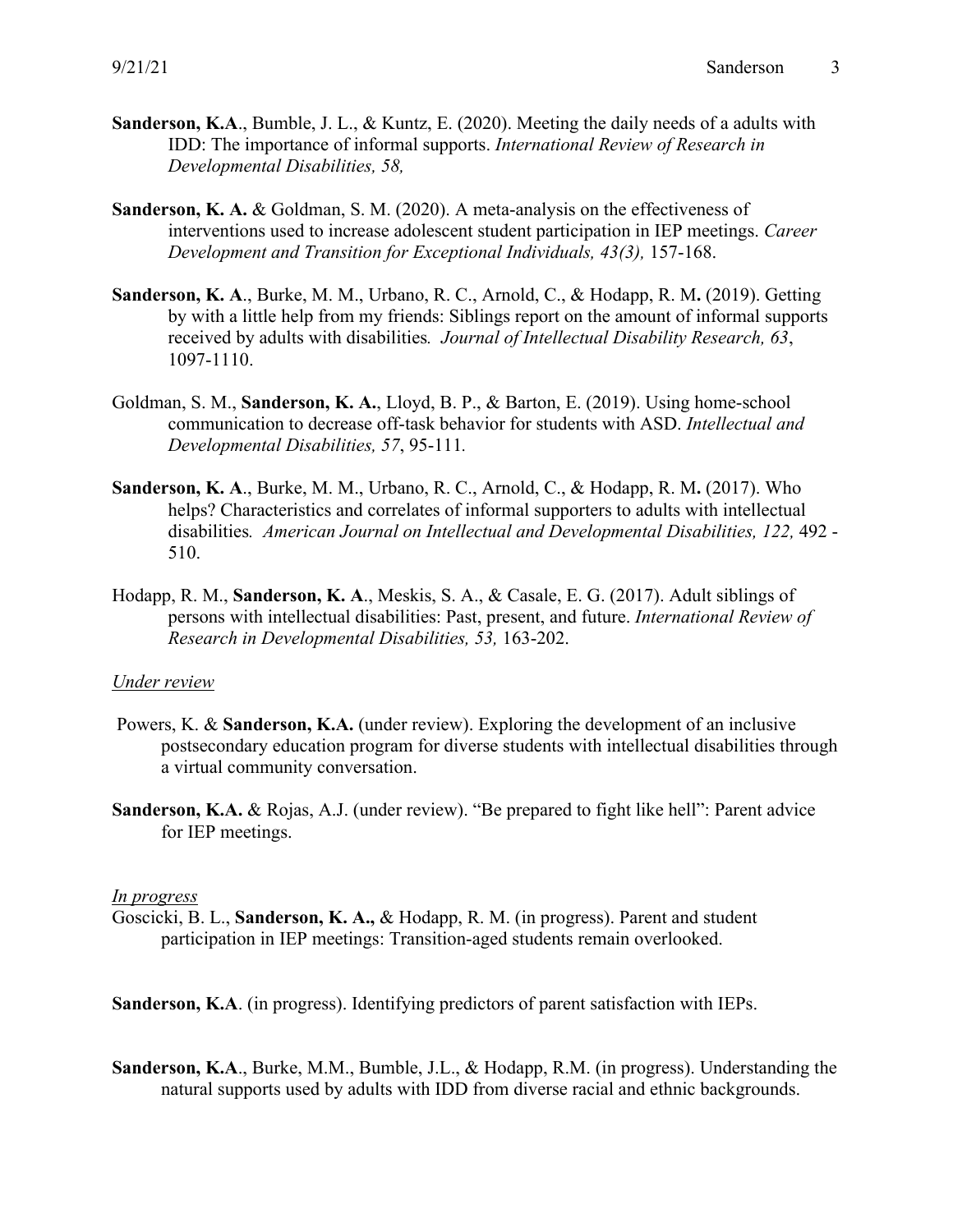**Sanderson, K.A**., Bumble, J. L., & Kuntz, E. (2020). Meeting the daily needs of a adults with IDD: The importance of informal supports. *International Review of Research in Developmental Disabilities, 58,*

**Sanderson, K. A.** & Goldman, S. M. (2020). A meta-analysis on the effectiveness of interventions used to increase adolescent student participation in IEP meetings. *Career Development and Transition for Exceptional Individuals, 43(3),* 157-168.

**Sanderson, K. A**., Burke, M. M., Urbano, R. C., Arnold, C., & Hodapp, R. M**.** (2019). Getting by with a little help from my friends: Siblings report on the amount of informal supports received by adults with disabilities*. Journal of Intellectual Disability Research, 63*, 1097-1110.

Goldman, S. M., **Sanderson, K. A.**, Lloyd, B. P., & Barton, E. (2019). Using home-school communication to decrease off-task behavior for students with ASD. *Intellectual and Developmental Disabilities, 57*, 95-111.

**Sanderson, K. A**., Burke, M. M., Urbano, R. C., Arnold, C., & Hodapp, R. M**.** (2017). Who helps? Characteristics and correlates of informal supporters to adults with intellectual disabilities*. American Journal on Intellectual and Developmental Disabilities, 122,* 492 - 510.

Hodapp, R. M., **Sanderson, K. A**., Meskis, S. A., & Casale, E. G. (2017). Adult siblings of persons with intellectual disabilities: Past, present, and future. *International Review of Research in Developmental Disabilities, 53,* 163-202.

*Under review*

Powers, K. & **Sanderson, K.A.** (under review). Exploring the development of an inclusive postsecondary education program for diverse students with intellectual disabilities through a virtual community conversation.

**Sanderson, K.A.** & Rojas, A.J. (under review). "Be prepared to fight like hell": Parent advice for IEP meetings.

*In progress*

Goscicki, B. L., **Sanderson, K. A.,** & Hodapp, R. M. (in progress). Parent and student participation in IEP meetings: Transition-aged students remain overlooked.

**Sanderson, K.A**. (in progress). Identifying predictors of parent satisfaction with IEPs.

**Sanderson, K.A**., Burke, M.M., Bumble, J.L., & Hodapp, R.M. (in progress). Understanding the natural supports used by adults with IDD from diverse racial and ethnic backgrounds.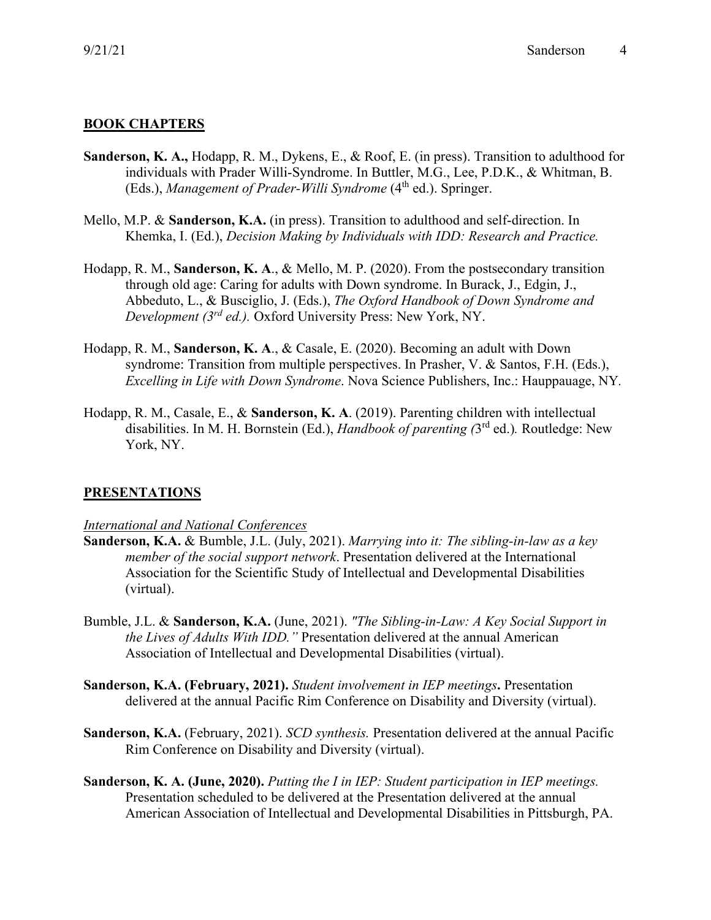## BOOK CHAPTERS

**Sanderson, K. A.,** Hodapp, R. M., Dykens, E., & Roof, E. (in press). Transition to adulthood for individuals with Prader Willi-Syndrome. In Buttler, M.G., Lee, P.D.K., & Whitman, B. (Eds.), *Management of Prader-Willi Syndrome* (4th ed.). Springer.

Mello, M.P. & **Sanderson, K.A.** (in press). Transition to adulthood and self-direction. In Khemka, I. (Ed.), *Decision Making by Individuals with IDD: Research and Practice.*

Hodapp, R. M., **Sanderson, K. A**., & Mello, M. P. (2020). From the postsecondary transition through old age: Caring for adults with Down syndrome. In Burack, J., Edgin, J., Abbeduto, L., & Busciglio, J. (Eds.), *The Oxford Handbook of Down Syndrome and Development (3rd ed.).* Oxford University Press: New York, NY.

Hodapp, R. M., **Sanderson, K. A**., & Casale, E. (2020). Becoming an adult with Down syndrome: Transition from multiple perspectives. In Prasher, V. & Santos, F.H. (Eds.), *Excelling in Life with Down Syndrome*. Nova Science Publishers, Inc.: Hauppauage, NY.

Hodapp, R. M., Casale, E., & **Sanderson, K. A**. (2019). Parenting children with intellectual disabilities. In M. H. Bornstein (Ed.), *Handbook of parenting (*3rd ed.)*.* Routledge: New York, NY.

## PRESENTATIONS

*International and National Conferences*

**Sanderson, K.A.** & Bumble, J.L. (July, 2021). *Marrying into it: The sibling-in-law as a key member of the social support network*. Presentation delivered at the International Association for the Scientific Study of Intellectual and Developmental Disabilities (virtual).

Bumble, J.L. & **Sanderson, K.A.** (June, 2021). *"The Sibling-in-Law: A Key Social Support in the Lives of Adults With IDD."* Presentation delivered at the annual American Association of Intellectual and Developmental Disabilities (virtual).

**Sanderson, K.A. (February, 2021).** *Student involvement in IEP meetings***.** Presentation delivered at the annual Pacific Rim Conference on Disability and Diversity (virtual).

**Sanderson, K.A.** (February, 2021). *SCD synthesis.* Presentation delivered at the annual Pacific Rim Conference on Disability and Diversity (virtual).

**Sanderson, K. A. (June, 2020).** *Putting the I in IEP: Student participation in IEP meetings.* Presentation scheduled to be delivered at the Presentation delivered at the annual American Association of Intellectual and Developmental Disabilities in Pittsburgh, PA.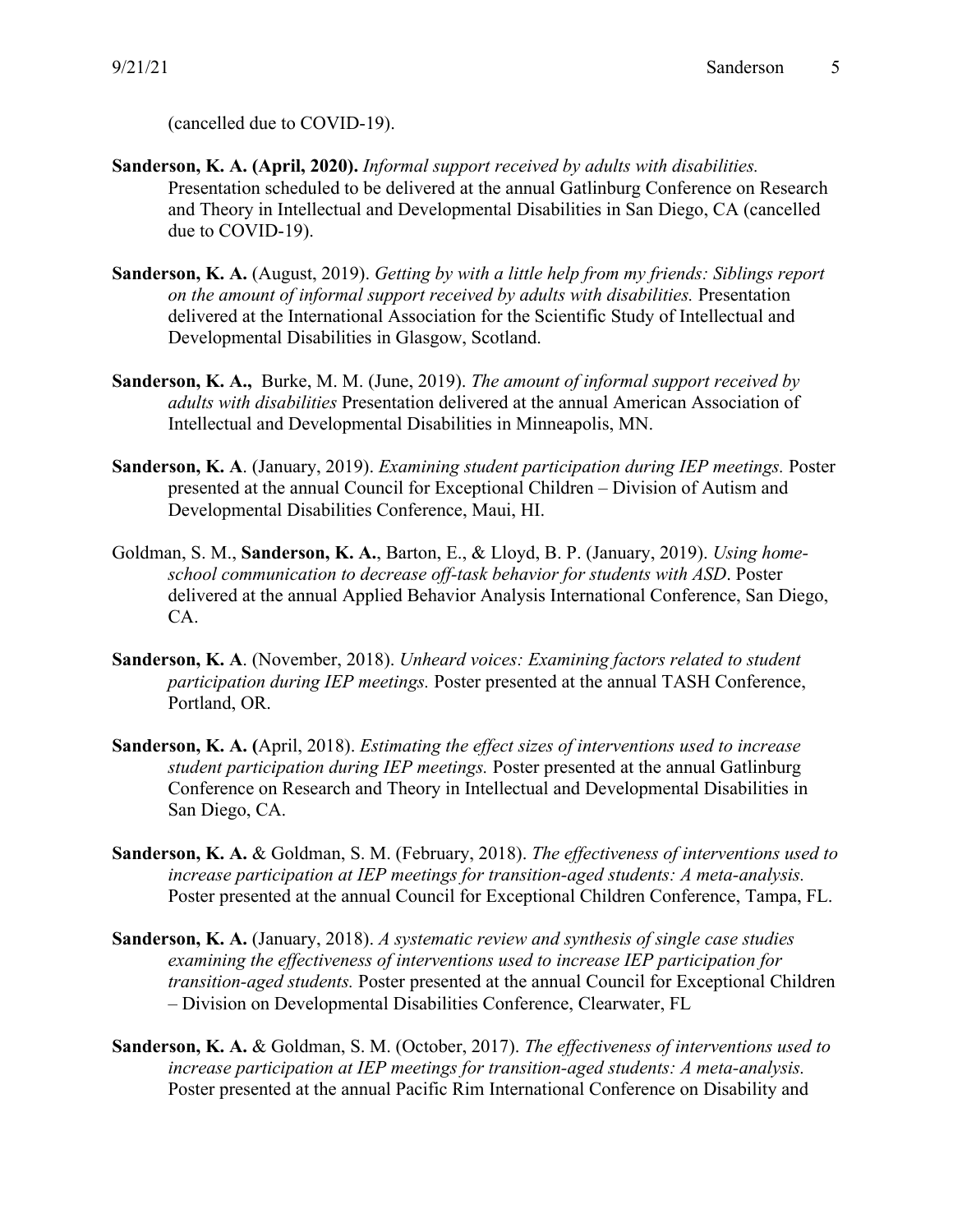(cancelled due to COVID-19).

**Sanderson, K. A. (April, 2020).** *Informal support received by adults with disabilities.* Presentation scheduled to be delivered at the annual Gatlinburg Conference on Research and Theory in Intellectual and Developmental Disabilities in San Diego, CA (cancelled due to COVID-19).

**Sanderson, K. A.** (August, 2019). *Getting by with a little help from my friends: Siblings report on the amount of informal support received by adults with disabilities.* Presentation delivered at the International Association for the Scientific Study of Intellectual and Developmental Disabilities in Glasgow, Scotland.

**Sanderson, K. A.,** Burke, M. M. (June, 2019). *The amount of informal support received by adults with disabilities* Presentation delivered at the annual American Association of Intellectual and Developmental Disabilities in Minneapolis, MN.

**Sanderson, K. A**. (January, 2019). *Examining student participation during IEP meetings.* Poster presented at the annual Council for Exceptional Children – Division of Autism and Developmental Disabilities Conference, Maui, HI.

Goldman, S. M., **Sanderson, K. A.**, Barton, E., & Lloyd, B. P. (January, 2019). *Using home-school communication to decrease off-task behavior for students with ASD*. Poster delivered at the annual Applied Behavior Analysis International Conference, San Diego, CA.

**Sanderson, K. A**. (November, 2018). *Unheard voices: Examining factors related to student participation during IEP meetings.* Poster presented at the annual TASH Conference, Portland, OR.

**Sanderson, K. A. (**April, 2018). *Estimating the effect sizes of interventions used to increase student participation during IEP meetings.* Poster presented at the annual Gatlinburg Conference on Research and Theory in Intellectual and Developmental Disabilities in San Diego, CA.

**Sanderson, K. A.** & Goldman, S. M. (February, 2018). *The effectiveness of interventions used to increase participation at IEP meetings for transition-aged students: A meta-analysis.* Poster presented at the annual Council for Exceptional Children Conference, Tampa, FL.

**Sanderson, K. A.** (January, 2018). *A systematic review and synthesis of single case studies examining the effectiveness of interventions used to increase IEP participation for transition-aged students.* Poster presented at the annual Council for Exceptional Children – Division on Developmental Disabilities Conference, Clearwater, FL

**Sanderson, K. A.** & Goldman, S. M. (October, 2017). *The effectiveness of interventions used to increase participation at IEP meetings for transition-aged students: A meta-analysis.* Poster presented at the annual Pacific Rim International Conference on Disability and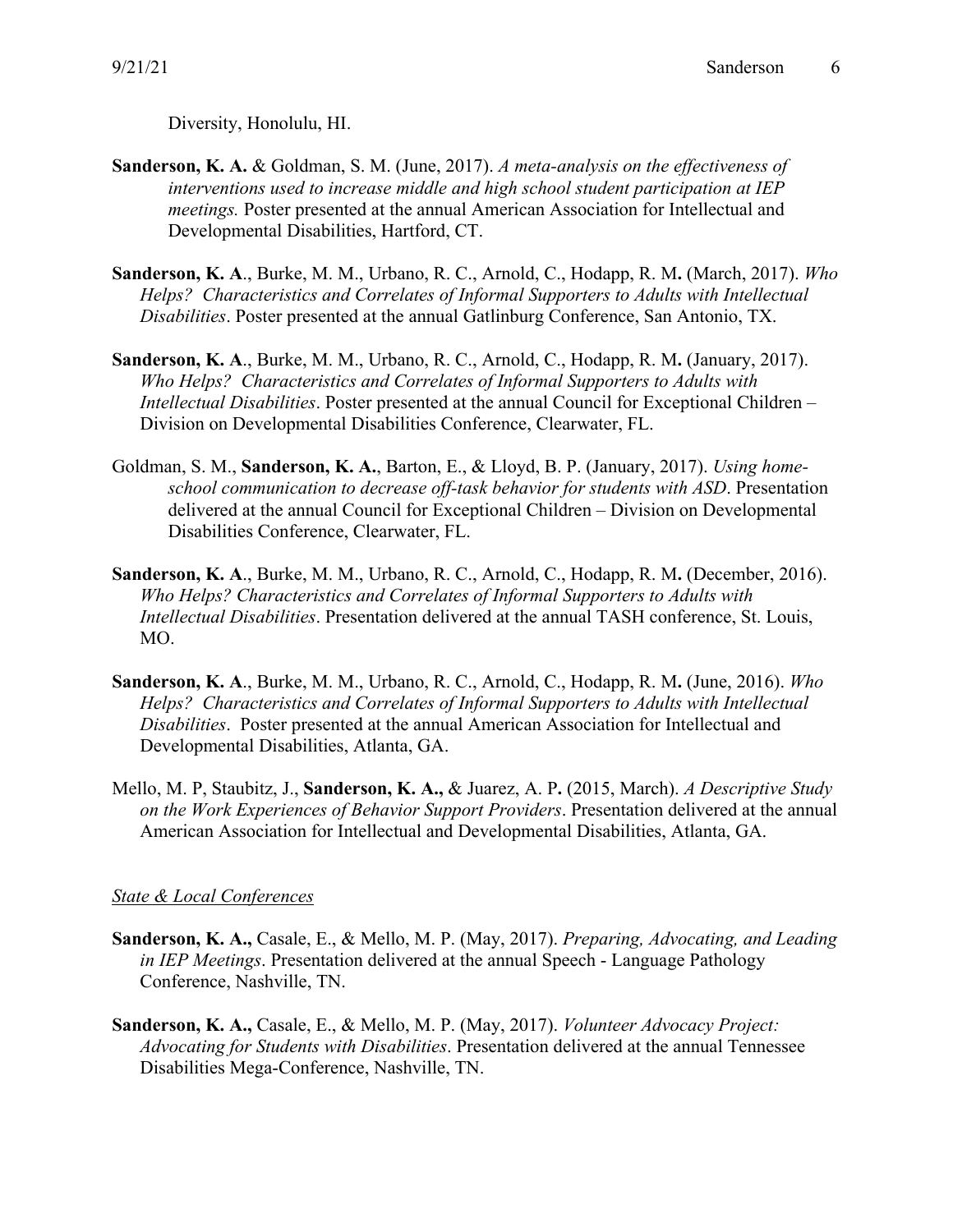Diversity, Honolulu, HI.

**Sanderson, K. A.** & Goldman, S. M. (June, 2017). *A meta-analysis on the effectiveness of interventions used to increase middle and high school student participation at IEP meetings.* Poster presented at the annual American Association for Intellectual and Developmental Disabilities, Hartford, CT.

**Sanderson, K. A**., Burke, M. M., Urbano, R. C., Arnold, C., Hodapp, R. M**.** (March, 2017). *Who Helps? Characteristics and Correlates of Informal Supporters to Adults with Intellectual Disabilities*. Poster presented at the annual Gatlinburg Conference, San Antonio, TX.

**Sanderson, K. A**., Burke, M. M., Urbano, R. C., Arnold, C., Hodapp, R. M**.** (January, 2017). *Who Helps? Characteristics and Correlates of Informal Supporters to Adults with Intellectual Disabilities*. Poster presented at the annual Council for Exceptional Children – Division on Developmental Disabilities Conference, Clearwater, FL.

Goldman, S. M., **Sanderson, K. A.**, Barton, E., & Lloyd, B. P. (January, 2017). *Using home-school communication to decrease off-task behavior for students with ASD*. Presentation delivered at the annual Council for Exceptional Children – Division on Developmental Disabilities Conference, Clearwater, FL.

**Sanderson, K. A**., Burke, M. M., Urbano, R. C., Arnold, C., Hodapp, R. M**.** (December, 2016). *Who Helps? Characteristics and Correlates of Informal Supporters to Adults with Intellectual Disabilities*. Presentation delivered at the annual TASH conference, St. Louis, MO.

**Sanderson, K. A**., Burke, M. M., Urbano, R. C., Arnold, C., Hodapp, R. M**.** (June, 2016). *Who Helps? Characteristics and Correlates of Informal Supporters to Adults with Intellectual Disabilities*. Poster presented at the annual American Association for Intellectual and Developmental Disabilities, Atlanta, GA.

Mello, M. P, Staubitz, J., **Sanderson, K. A.,** & Juarez, A. P**.** (2015, March). *A Descriptive Study on the Work Experiences of Behavior Support Providers*. Presentation delivered at the annual American Association for Intellectual and Developmental Disabilities, Atlanta, GA.

*State & Local Conferences*

**Sanderson, K. A.,** Casale, E., & Mello, M. P. (May, 2017). *Preparing, Advocating, and Leading in IEP Meetings*. Presentation delivered at the annual Speech - Language Pathology Conference, Nashville, TN.

**Sanderson, K. A.,** Casale, E., & Mello, M. P. (May, 2017). *Volunteer Advocacy Project: Advocating for Students with Disabilities*. Presentation delivered at the annual Tennessee Disabilities Mega-Conference, Nashville, TN.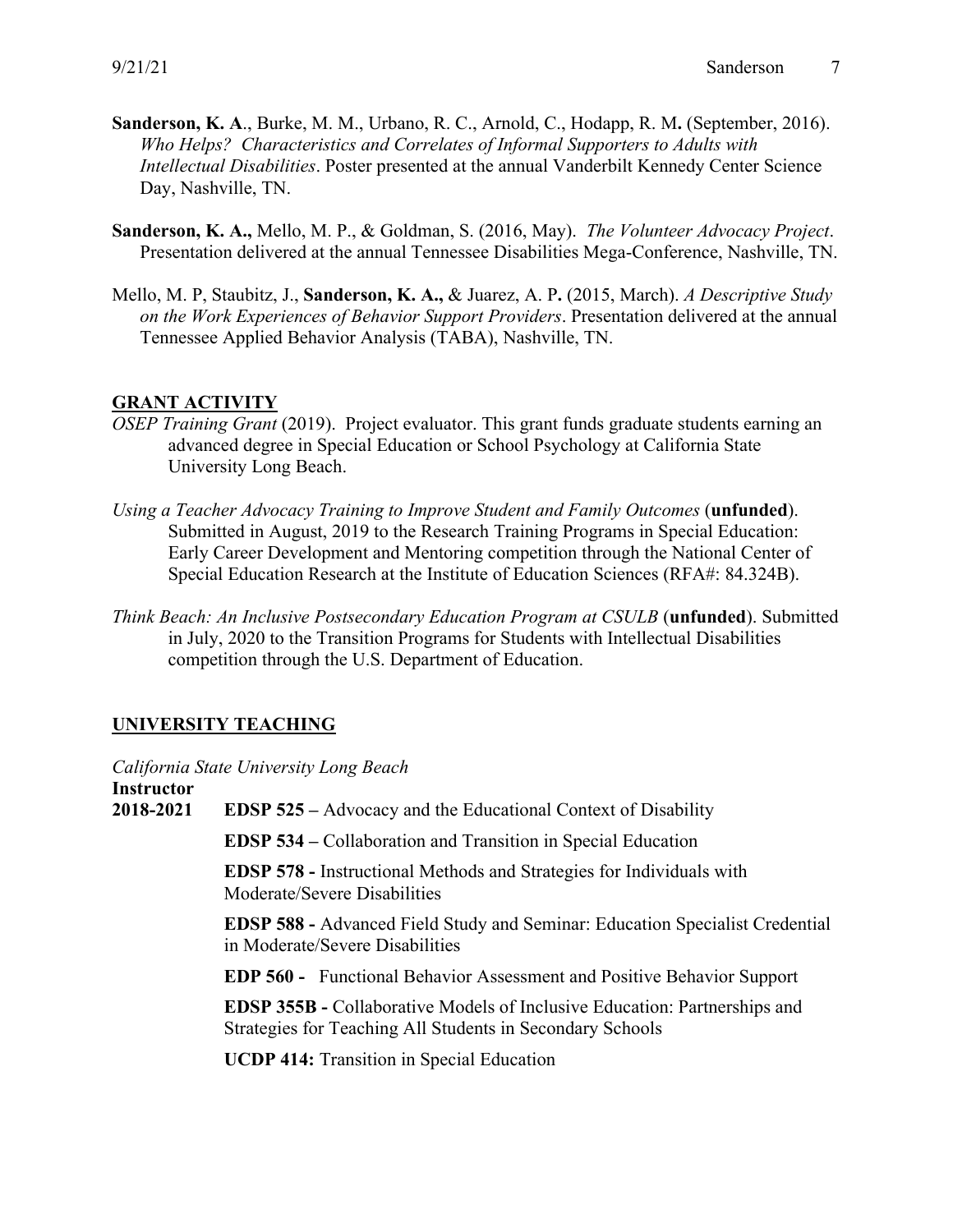**Sanderson, K. A**., Burke, M. M., Urbano, R. C., Arnold, C., Hodapp, R. M**.** (September, 2016). *Who Helps? Characteristics and Correlates of Informal Supporters to Adults with Intellectual Disabilities*. Poster presented at the annual Vanderbilt Kennedy Center Science Day, Nashville, TN.

**Sanderson, K. A.,** Mello, M. P., & Goldman, S. (2016, May). *The Volunteer Advocacy Project*. Presentation delivered at the annual Tennessee Disabilities Mega-Conference, Nashville, TN.

Mello, M. P, Staubitz, J., **Sanderson, K. A.,** & Juarez, A. P**.** (2015, March). *A Descriptive Study on the Work Experiences of Behavior Support Providers*. Presentation delivered at the annual Tennessee Applied Behavior Analysis (TABA), Nashville, TN.

## GRANT ACTIVITY

*OSEP Training Grant* (2019). Project evaluator. This grant funds graduate students earning an advanced degree in Special Education or School Psychology at California State University Long Beach.

*Using a Teacher Advocacy Training to Improve Student and Family Outcomes* (**unfunded**). Submitted in August, 2019 to the Research Training Programs in Special Education: Early Career Development and Mentoring competition through the National Center of Special Education Research at the Institute of Education Sciences (RFA#: 84.324B).

*Think Beach: An Inclusive Postsecondary Education Program at CSULB* (**unfunded**). Submitted in July, 2020 to the Transition Programs for Students with Intellectual Disabilities competition through the U.S. Department of Education.

## UNIVERSITY TEACHING

*California State University Long Beach*

**Instructor**

**2018-2021**

**EDSP 525 –** Advocacy and the Educational Context of Disability

**EDSP 534 –** Collaboration and Transition in Special Education

**EDSP 578 -** Instructional Methods and Strategies for Individuals with Moderate/Severe Disabilities

**EDSP 588 -** Advanced Field Study and Seminar: Education Specialist Credential in Moderate/Severe Disabilities

**EDP 560 -** Functional Behavior Assessment and Positive Behavior Support

**EDSP 355B -** Collaborative Models of Inclusive Education: Partnerships and Strategies for Teaching All Students in Secondary Schools

**UCDP 414:** Transition in Special Education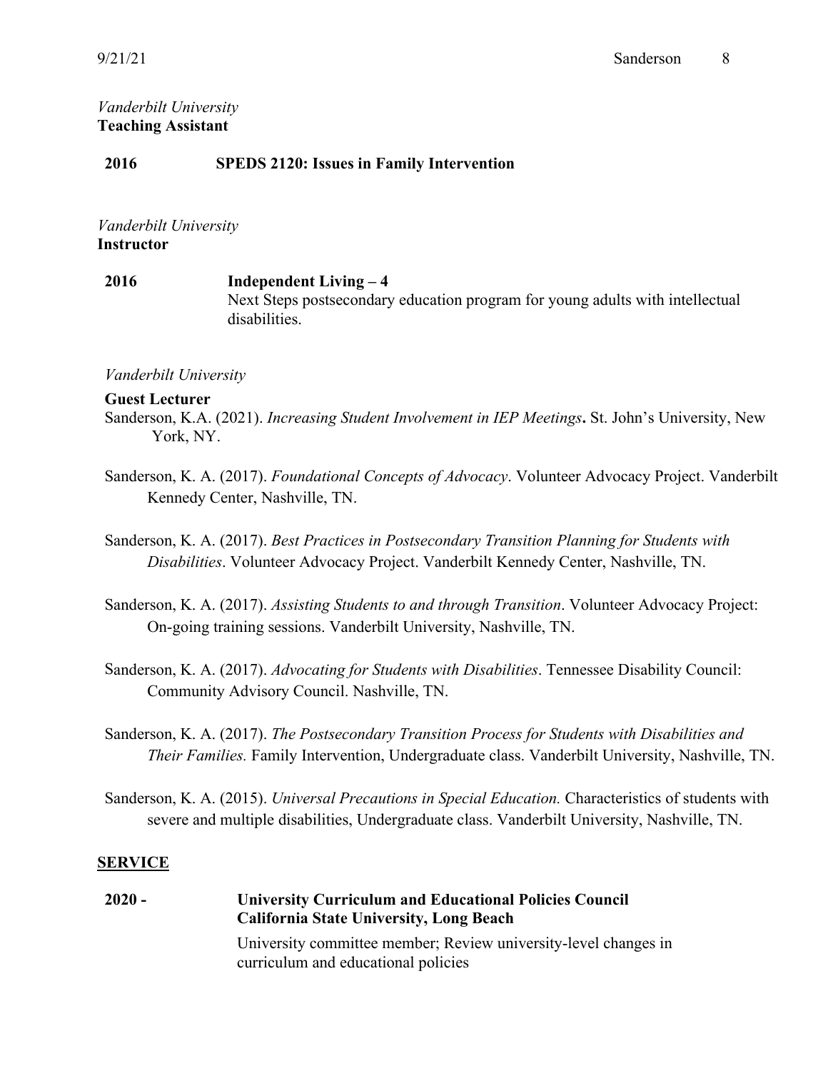*Vanderbilt University*
**Teaching Assistant**

**2016** **SPEDS 2120: Issues in Family Intervention**

*Vanderbilt University*
**Instructor**

**2016** **Independent Living – 4**
Next Steps postsecondary education program for young adults with intellectual disabilities.

*Vanderbilt University*

**Guest Lecturer**

Sanderson, K.A. (2021). *Increasing Student Involvement in IEP Meetings***.** St. John's University, New York, NY.

Sanderson, K. A. (2017). *Foundational Concepts of Advocacy*. Volunteer Advocacy Project. Vanderbilt Kennedy Center, Nashville, TN.

Sanderson, K. A. (2017). *Best Practices in Postsecondary Transition Planning for Students with Disabilities*. Volunteer Advocacy Project. Vanderbilt Kennedy Center, Nashville, TN.

Sanderson, K. A. (2017). *Assisting Students to and through Transition*. Volunteer Advocacy Project: On-going training sessions. Vanderbilt University, Nashville, TN.

Sanderson, K. A. (2017). *Advocating for Students with Disabilities*. Tennessee Disability Council: Community Advisory Council. Nashville, TN.

Sanderson, K. A. (2017). *The Postsecondary Transition Process for Students with Disabilities and Their Families.* Family Intervention, Undergraduate class. Vanderbilt University, Nashville, TN.

Sanderson, K. A. (2015). *Universal Precautions in Special Education.* Characteristics of students with severe and multiple disabilities, Undergraduate class. Vanderbilt University, Nashville, TN.

## SERVICE

**2020 -** **University Curriculum and Educational Policies Council**
**California State University, Long Beach**
University committee member; Review university-level changes in curriculum and educational policies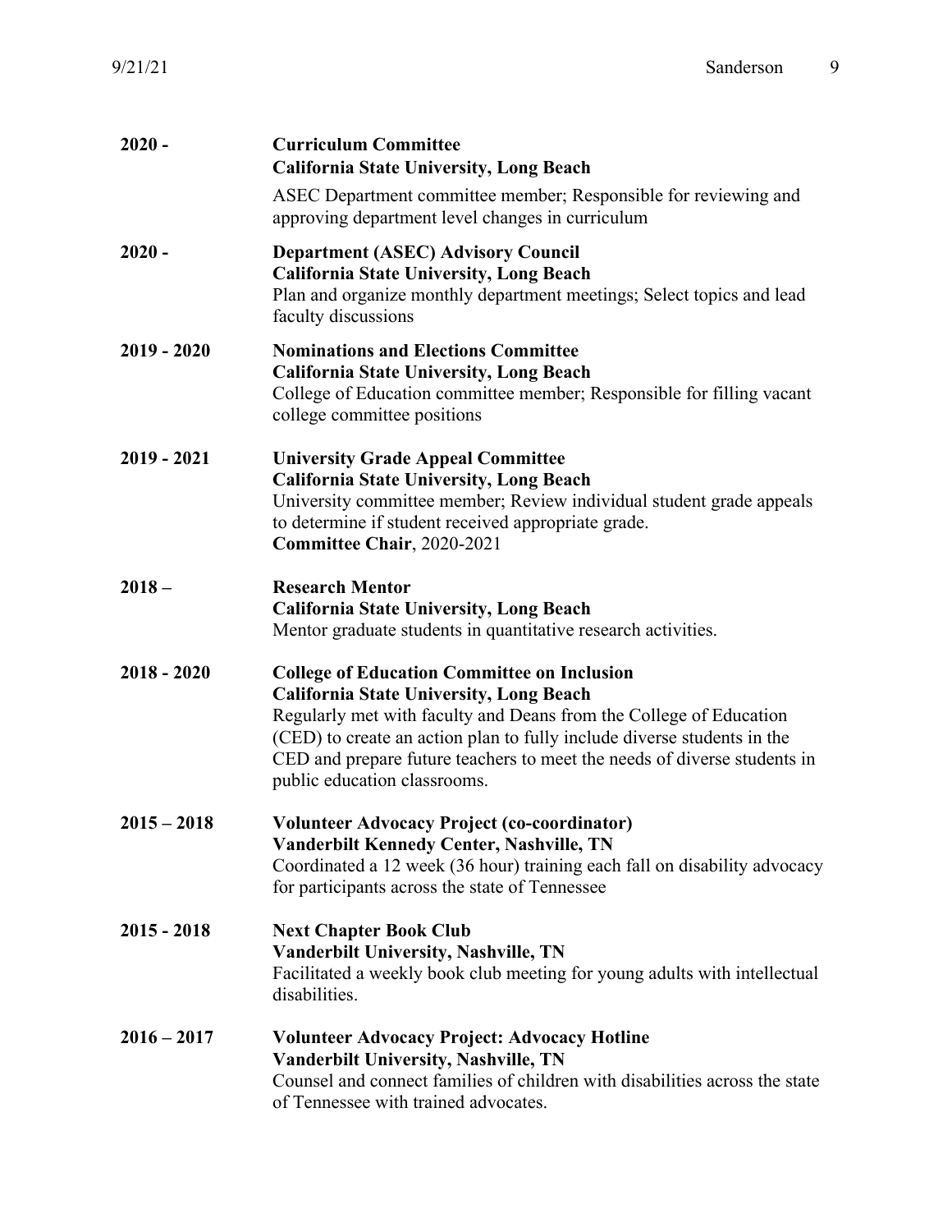**2020 -** **Curriculum Committee**
**California State University, Long Beach**
ASEC Department committee member; Responsible for reviewing and approving department level changes in curriculum

**2020 -** **Department (ASEC) Advisory Council**
**California State University, Long Beach**
Plan and organize monthly department meetings; Select topics and lead faculty discussions

**2019 - 2020** **Nominations and Elections Committee**
**California State University, Long Beach**
College of Education committee member; Responsible for filling vacant college committee positions

**2019 - 2021** **University Grade Appeal Committee**
**California State University, Long Beach**
University committee member; Review individual student grade appeals to determine if student received appropriate grade.
**Committee Chair**, 2020-2021

**2018 –** **Research Mentor**
**California State University, Long Beach**
Mentor graduate students in quantitative research activities.

**2018 - 2020** **College of Education Committee on Inclusion**
**California State University, Long Beach**
Regularly met with faculty and Deans from the College of Education (CED) to create an action plan to fully include diverse students in the CED and prepare future teachers to meet the needs of diverse students in public education classrooms.

**2015 – 2018** **Volunteer Advocacy Project (co-coordinator)**
**Vanderbilt Kennedy Center, Nashville, TN**
Coordinated a 12 week (36 hour) training each fall on disability advocacy for participants across the state of Tennessee

**2015 - 2018** **Next Chapter Book Club**
**Vanderbilt University, Nashville, TN**
Facilitated a weekly book club meeting for young adults with intellectual disabilities.

**2016 – 2017** **Volunteer Advocacy Project: Advocacy Hotline**
**Vanderbilt University, Nashville, TN**
Counsel and connect families of children with disabilities across the state of Tennessee with trained advocates.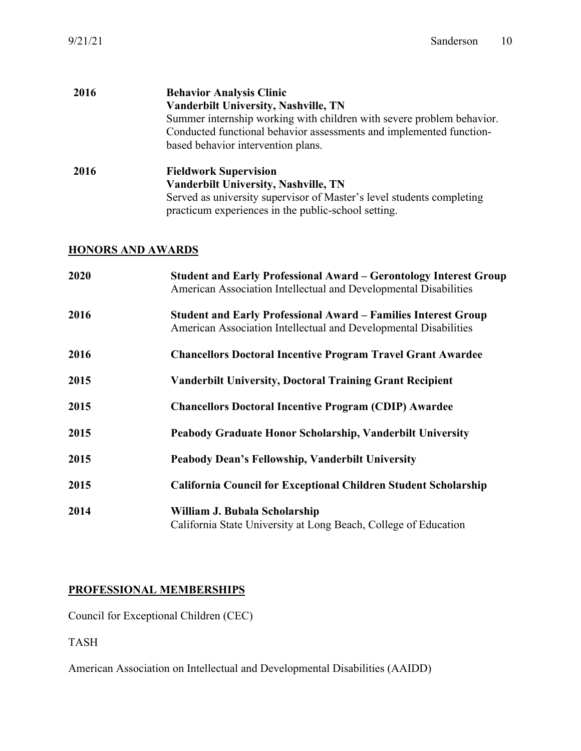**2016** **Behavior Analysis Clinic**
**Vanderbilt University, Nashville, TN**
Summer internship working with children with severe problem behavior. Conducted functional behavior assessments and implemented function-based behavior intervention plans.

**2016** **Fieldwork Supervision**
**Vanderbilt University, Nashville, TN**
Served as university supervisor of Master's level students completing practicum experiences in the public-school setting.

## HONORS AND AWARDS

**2020** **Student and Early Professional Award – Gerontology Interest Group**
American Association Intellectual and Developmental Disabilities

**2016** **Student and Early Professional Award – Families Interest Group**
American Association Intellectual and Developmental Disabilities

**2016** **Chancellors Doctoral Incentive Program Travel Grant Awardee**

**2015** **Vanderbilt University, Doctoral Training Grant Recipient**

**2015** **Chancellors Doctoral Incentive Program (CDIP) Awardee**

**2015** **Peabody Graduate Honor Scholarship, Vanderbilt University**

**2015** **Peabody Dean's Fellowship, Vanderbilt University**

**2015** **California Council for Exceptional Children Student Scholarship**

**2014** **William J. Bubala Scholarship**
California State University at Long Beach, College of Education

## PROFESSIONAL MEMBERSHIPS

Council for Exceptional Children (CEC)

TASH

American Association on Intellectual and Developmental Disabilities (AAIDD)